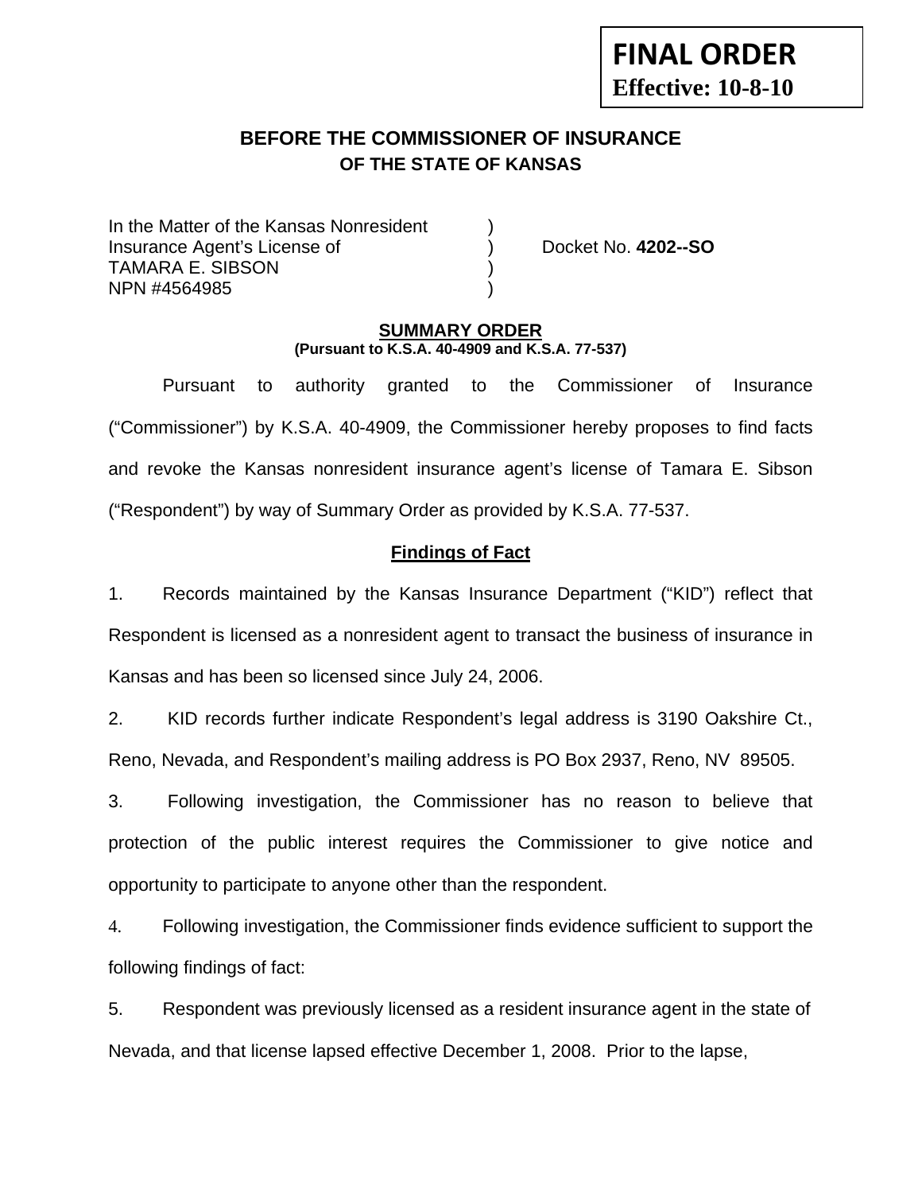**FINAL ORDER**
**Effective: 10-8-10**

# BEFORE THE COMMISSIONER OF INSURANCE
## OF THE STATE OF KANSAS

In the Matter of the Kansas Nonresident )
Insurance Agent's License of ) Docket No. **4202--SO**
TAMARA E. SIBSON )
NPN #4564985 )

## SUMMARY ORDER
**(Pursuant to K.S.A. 40-4909 and K.S.A. 77-537)**

Pursuant to authority granted to the Commissioner of Insurance ("Commissioner") by K.S.A. 40-4909, the Commissioner hereby proposes to find facts and revoke the Kansas nonresident insurance agent's license of Tamara E. Sibson ("Respondent") by way of Summary Order as provided by K.S.A. 77-537.

### Findings of Fact

1. Records maintained by the Kansas Insurance Department ("KID") reflect that Respondent is licensed as a nonresident agent to transact the business of insurance in Kansas and has been so licensed since July 24, 2006.

2. KID records further indicate Respondent's legal address is 3190 Oakshire Ct., Reno, Nevada, and Respondent's mailing address is PO Box 2937, Reno, NV 89505.

3. Following investigation, the Commissioner has no reason to believe that protection of the public interest requires the Commissioner to give notice and opportunity to participate to anyone other than the respondent.

4. Following investigation, the Commissioner finds evidence sufficient to support the following findings of fact:

5. Respondent was previously licensed as a resident insurance agent in the state of Nevada, and that license lapsed effective December 1, 2008. Prior to the lapse,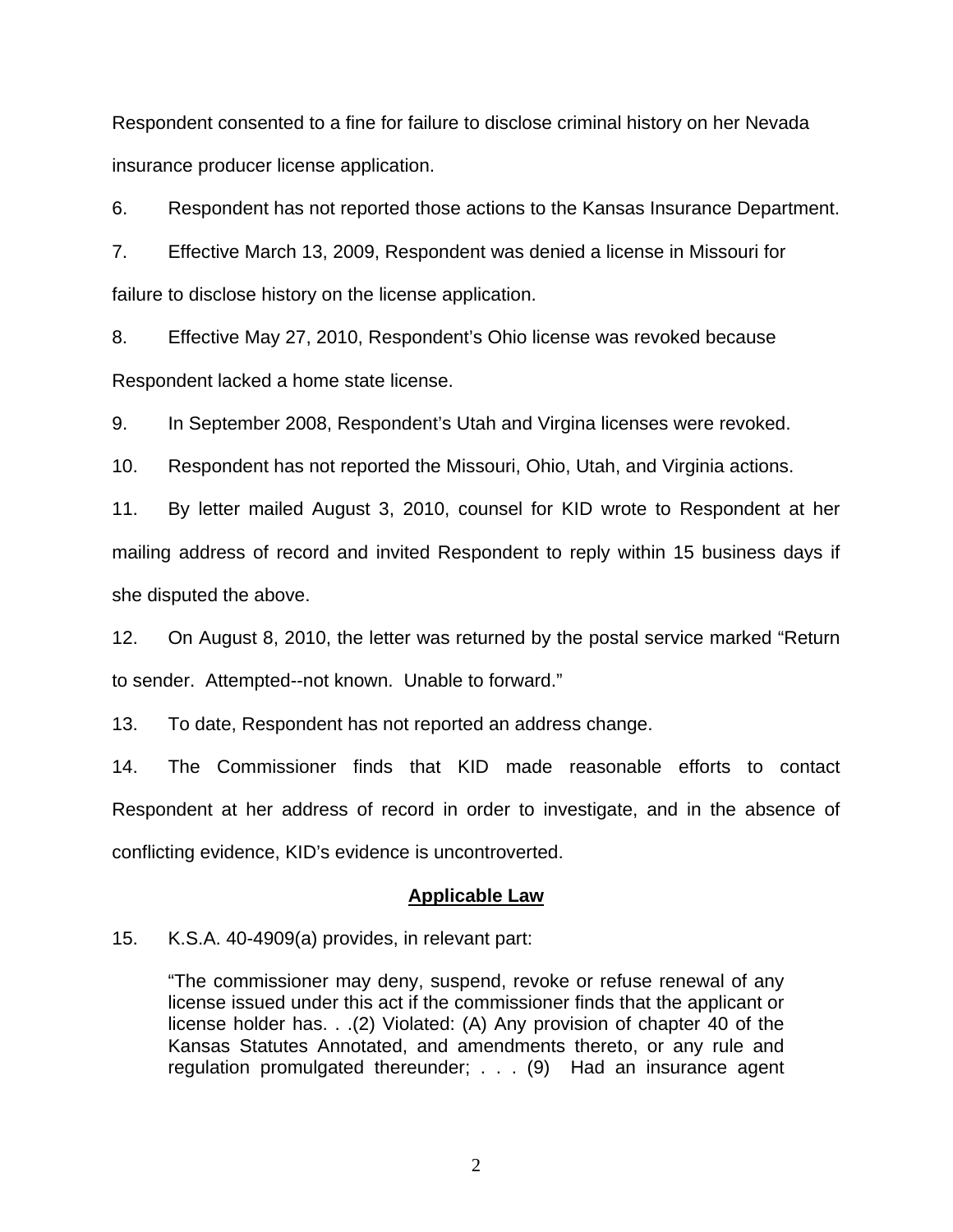Respondent consented to a fine for failure to disclose criminal history on her Nevada insurance producer license application.

6. Respondent has not reported those actions to the Kansas Insurance Department.

7. Effective March 13, 2009, Respondent was denied a license in Missouri for failure to disclose history on the license application.

8. Effective May 27, 2010, Respondent's Ohio license was revoked because Respondent lacked a home state license.

9. In September 2008, Respondent's Utah and Virgina licenses were revoked.

10. Respondent has not reported the Missouri, Ohio, Utah, and Virginia actions.

11. By letter mailed August 3, 2010, counsel for KID wrote to Respondent at her mailing address of record and invited Respondent to reply within 15 business days if she disputed the above.

12. On August 8, 2010, the letter was returned by the postal service marked "Return to sender. Attempted--not known. Unable to forward."

13. To date, Respondent has not reported an address change.

14. The Commissioner finds that KID made reasonable efforts to contact Respondent at her address of record in order to investigate, and in the absence of conflicting evidence, KID's evidence is uncontroverted.

## Applicable Law

15. K.S.A. 40-4909(a) provides, in relevant part:

> "The commissioner may deny, suspend, revoke or refuse renewal of any license issued under this act if the commissioner finds that the applicant or license holder has. . .(2) Violated: (A) Any provision of chapter 40 of the Kansas Statutes Annotated, and amendments thereto, or any rule and regulation promulgated thereunder; . . . (9) Had an insurance agent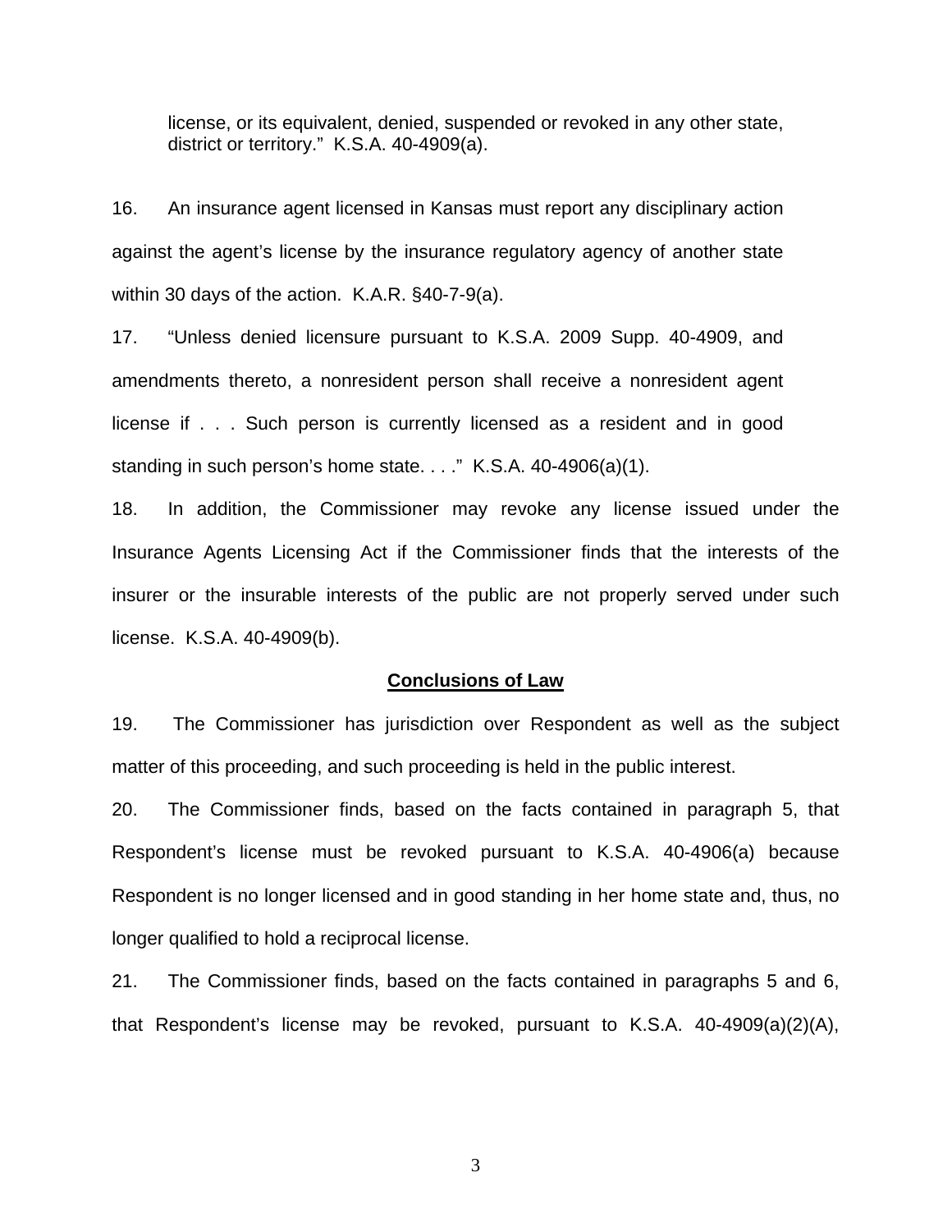> license, or its equivalent, denied, suspended or revoked in any other state, district or territory." K.S.A. 40-4909(a).

16. An insurance agent licensed in Kansas must report any disciplinary action against the agent's license by the insurance regulatory agency of another state within 30 days of the action. K.A.R. §40-7-9(a).

17. "Unless denied licensure pursuant to K.S.A. 2009 Supp. 40-4909, and amendments thereto, a nonresident person shall receive a nonresident agent license if . . . Such person is currently licensed as a resident and in good standing in such person's home state. . . ." K.S.A. 40-4906(a)(1).

18. In addition, the Commissioner may revoke any license issued under the Insurance Agents Licensing Act if the Commissioner finds that the interests of the insurer or the insurable interests of the public are not properly served under such license. K.S.A. 40-4909(b).

## Conclusions of Law

19. The Commissioner has jurisdiction over Respondent as well as the subject matter of this proceeding, and such proceeding is held in the public interest.

20. The Commissioner finds, based on the facts contained in paragraph 5, that Respondent's license must be revoked pursuant to K.S.A. 40-4906(a) because Respondent is no longer licensed and in good standing in her home state and, thus, no longer qualified to hold a reciprocal license.

21. The Commissioner finds, based on the facts contained in paragraphs 5 and 6, that Respondent's license may be revoked, pursuant to K.S.A. 40-4909(a)(2)(A),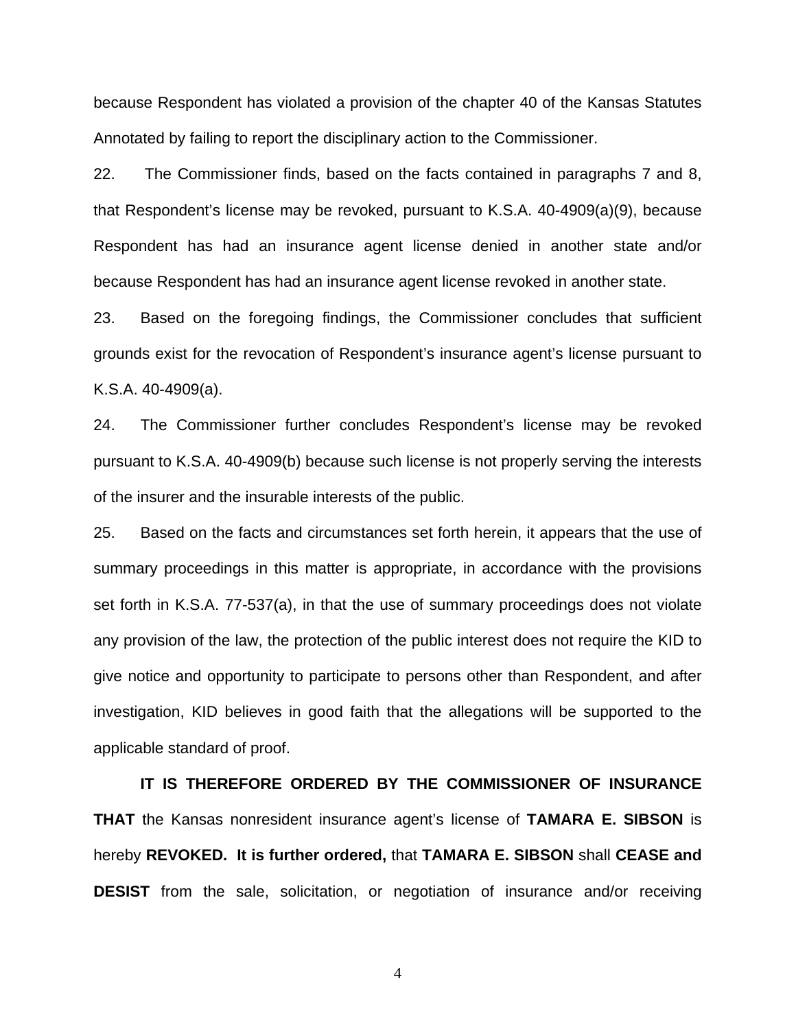because Respondent has violated a provision of the chapter 40 of the Kansas Statutes Annotated by failing to report the disciplinary action to the Commissioner.

22. The Commissioner finds, based on the facts contained in paragraphs 7 and 8, that Respondent's license may be revoked, pursuant to K.S.A. 40-4909(a)(9), because Respondent has had an insurance agent license denied in another state and/or because Respondent has had an insurance agent license revoked in another state.

23. Based on the foregoing findings, the Commissioner concludes that sufficient grounds exist for the revocation of Respondent's insurance agent's license pursuant to K.S.A. 40-4909(a).

24. The Commissioner further concludes Respondent's license may be revoked pursuant to K.S.A. 40-4909(b) because such license is not properly serving the interests of the insurer and the insurable interests of the public.

25. Based on the facts and circumstances set forth herein, it appears that the use of summary proceedings in this matter is appropriate, in accordance with the provisions set forth in K.S.A. 77-537(a), in that the use of summary proceedings does not violate any provision of the law, the protection of the public interest does not require the KID to give notice and opportunity to participate to persons other than Respondent, and after investigation, KID believes in good faith that the allegations will be supported to the applicable standard of proof.

**IT IS THEREFORE ORDERED BY THE COMMISSIONER OF INSURANCE THAT** the Kansas nonresident insurance agent's license of **TAMARA E. SIBSON** is hereby **REVOKED. It is further ordered,** that **TAMARA E. SIBSON** shall **CEASE and DESIST** from the sale, solicitation, or negotiation of insurance and/or receiving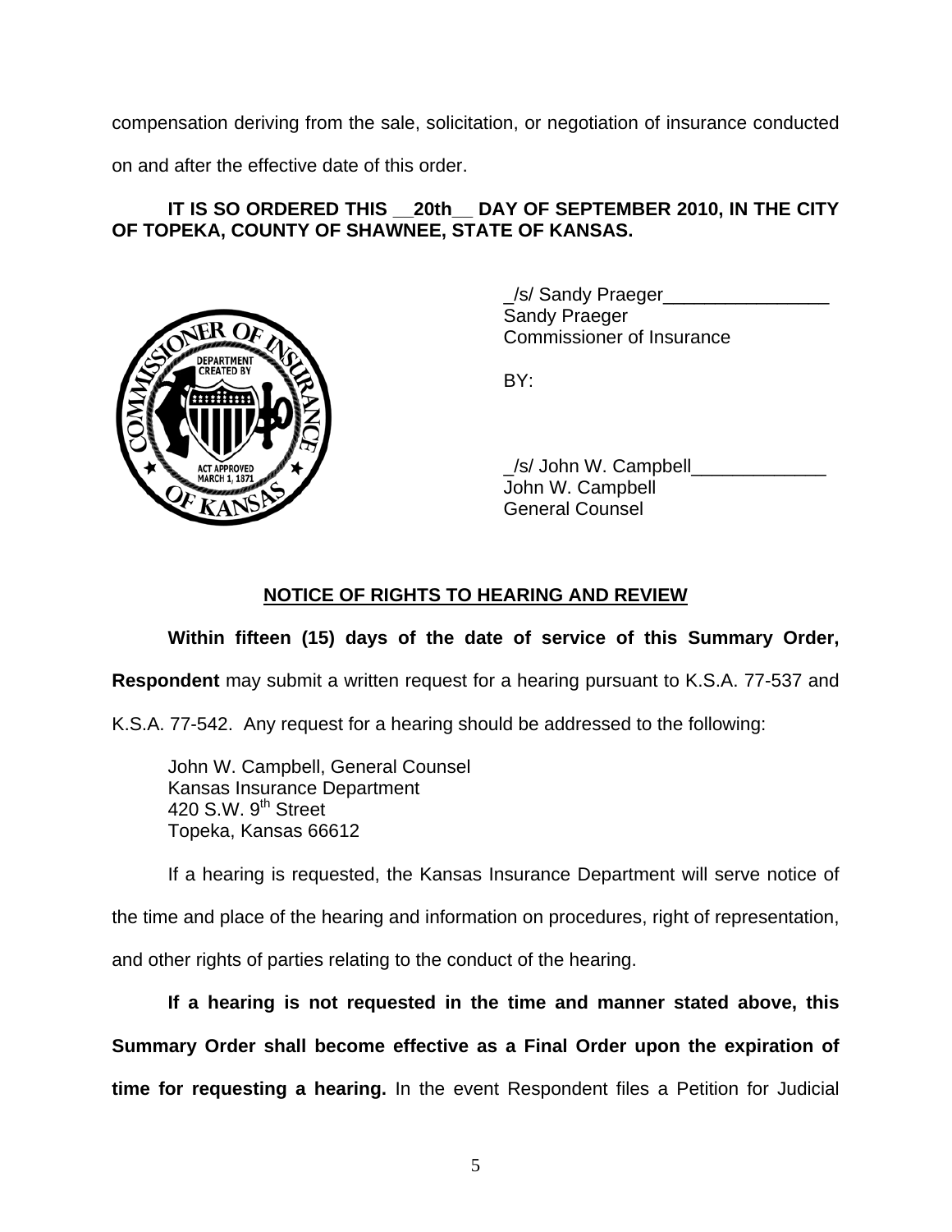compensation deriving from the sale, solicitation, or negotiation of insurance conducted on and after the effective date of this order.

**IT IS SO ORDERED THIS __20th__ DAY OF SEPTEMBER 2010, IN THE CITY OF TOPEKA, COUNTY OF SHAWNEE, STATE OF KANSAS.**

_/s/ Sandy Praeger________________
Sandy Praeger
Commissioner of Insurance

BY:

_/s/ John W. Campbell_____________
John W. Campbell
General Counsel

## NOTICE OF RIGHTS TO HEARING AND REVIEW

**Within fifteen (15) days of the date of service of this Summary Order, Respondent** may submit a written request for a hearing pursuant to K.S.A. 77-537 and K.S.A. 77-542. Any request for a hearing should be addressed to the following:

John W. Campbell, General Counsel
Kansas Insurance Department
420 S.W. 9th Street
Topeka, Kansas 66612

If a hearing is requested, the Kansas Insurance Department will serve notice of the time and place of the hearing and information on procedures, right of representation, and other rights of parties relating to the conduct of the hearing.

**If a hearing is not requested in the time and manner stated above, this Summary Order shall become effective as a Final Order upon the expiration of time for requesting a hearing.** In the event Respondent files a Petition for Judicial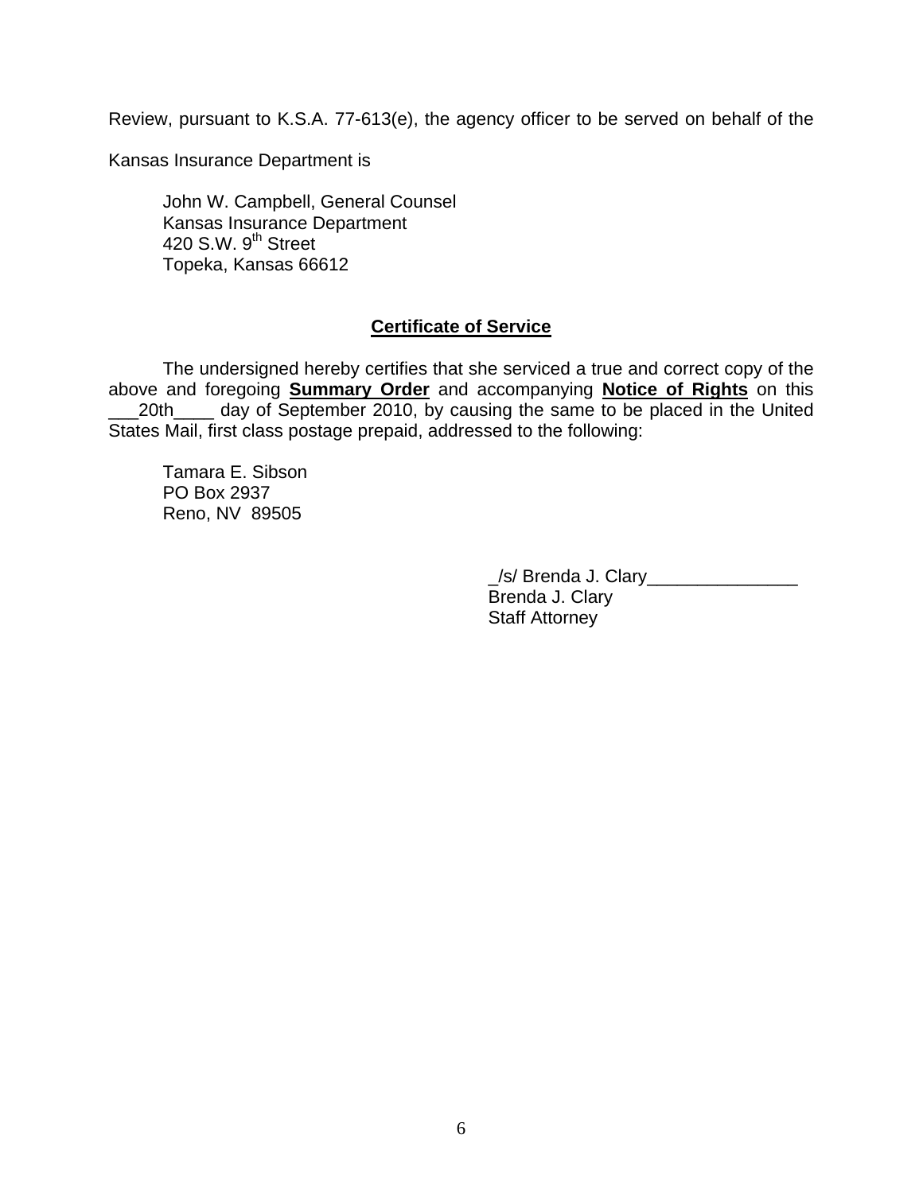Review, pursuant to K.S.A. 77-613(e), the agency officer to be served on behalf of the Kansas Insurance Department is

John W. Campbell, General Counsel
Kansas Insurance Department
420 S.W. 9th Street
Topeka, Kansas 66612

## Certificate of Service

The undersigned hereby certifies that she serviced a true and correct copy of the above and foregoing **Summary Order** and accompanying **Notice of Rights** on this ___20th____ day of September 2010, by causing the same to be placed in the United States Mail, first class postage prepaid, addressed to the following:

Tamara E. Sibson
PO Box 2937
Reno, NV 89505

_/s/ Brenda J. Clary_______________
Brenda J. Clary
Staff Attorney